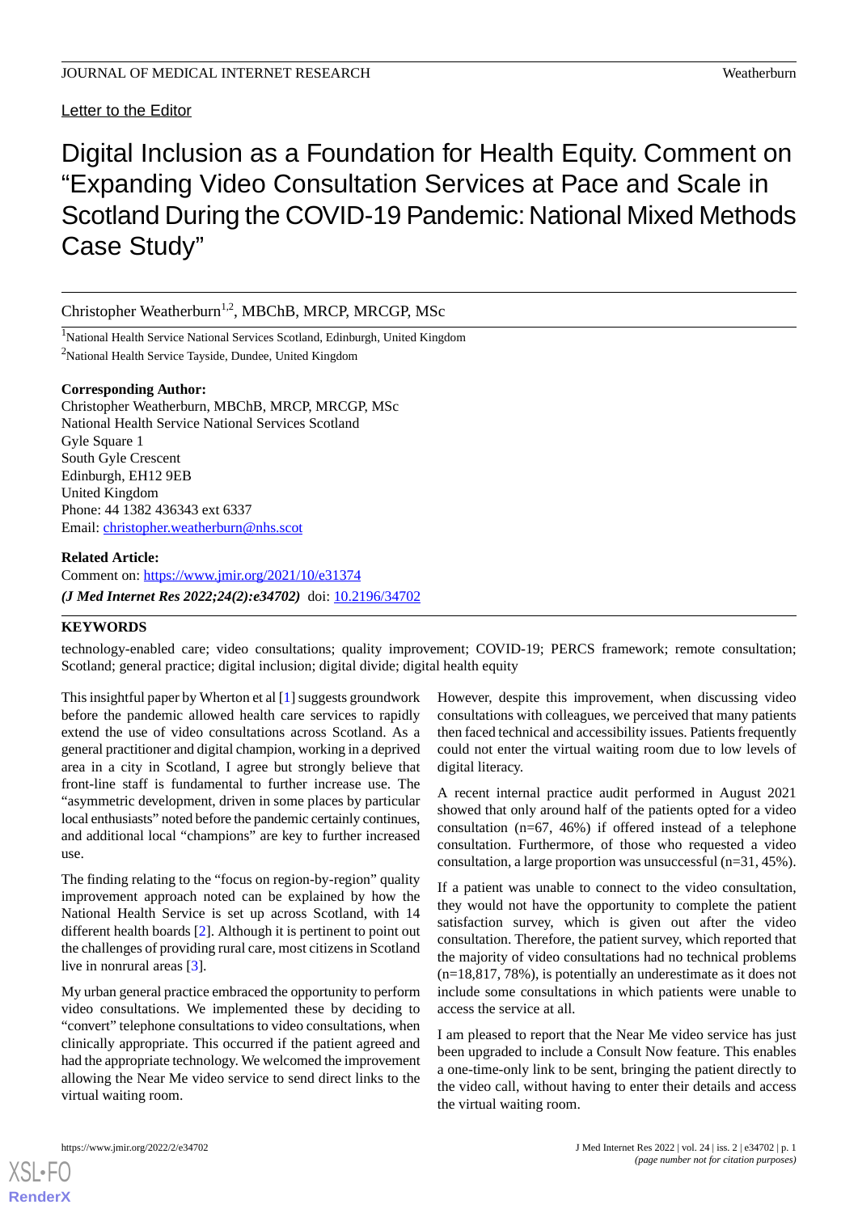Letter to the Editor

# Digital Inclusion as a Foundation for Health Equity. Comment on "Expanding Video Consultation Services at Pace and Scale in Scotland During the COVID-19 Pandemic: National Mixed Methods Case Study"

Christopher Weatherburn[1,2], MBChB, MRCP, MRCGP, MSc

[1]National Health Service National Services Scotland, Edinburgh, United Kingdom

[2]National Health Service Tayside, Dundee, United Kingdom

**Corresponding Author:**
Christopher Weatherburn, MBChB, MRCP, MRCGP, MSc
National Health Service National Services Scotland
Gyle Square 1
South Gyle Crescent
Edinburgh, EH12 9EB
United Kingdom
Phone: 44 1382 436343 ext 6337
Email: christopher.weatherburn@nhs.scot

**Related Article:**
Comment on: https://www.jmir.org/2021/10/e31374
***(J Med Internet Res 2022;24(2):e34702)*** doi: 10.2196/34702

**KEYWORDS**

technology-enabled care; video consultations; quality improvement; COVID-19; PERCS framework; remote consultation; Scotland; general practice; digital inclusion; digital divide; digital health equity

This insightful paper by Wherton et al [1] suggests groundwork before the pandemic allowed health care services to rapidly extend the use of video consultations across Scotland. As a general practitioner and digital champion, working in a deprived area in a city in Scotland, I agree but strongly believe that front-line staff is fundamental to further increase use. The "asymmetric development, driven in some places by particular local enthusiasts" noted before the pandemic certainly continues, and additional local "champions" are key to further increased use.

The finding relating to the "focus on region-by-region" quality improvement approach noted can be explained by how the National Health Service is set up across Scotland, with 14 different health boards [2]. Although it is pertinent to point out the challenges of providing rural care, most citizens in Scotland live in nonrural areas [3].

My urban general practice embraced the opportunity to perform video consultations. We implemented these by deciding to "convert" telephone consultations to video consultations, when clinically appropriate. This occurred if the patient agreed and had the appropriate technology. We welcomed the improvement allowing the Near Me video service to send direct links to the virtual waiting room.

However, despite this improvement, when discussing video consultations with colleagues, we perceived that many patients then faced technical and accessibility issues. Patients frequently could not enter the virtual waiting room due to low levels of digital literacy.

A recent internal practice audit performed in August 2021 showed that only around half of the patients opted for a video consultation (n=67, 46%) if offered instead of a telephone consultation. Furthermore, of those who requested a video consultation, a large proportion was unsuccessful (n=31, 45%).

If a patient was unable to connect to the video consultation, they would not have the opportunity to complete the patient satisfaction survey, which is given out after the video consultation. Therefore, the patient survey, which reported that the majority of video consultations had no technical problems (n=18,817, 78%), is potentially an underestimate as it does not include some consultations in which patients were unable to access the service at all.

I am pleased to report that the Near Me video service has just been upgraded to include a Consult Now feature. This enables a one-time-only link to be sent, bringing the patient directly to the video call, without having to enter their details and access the virtual waiting room.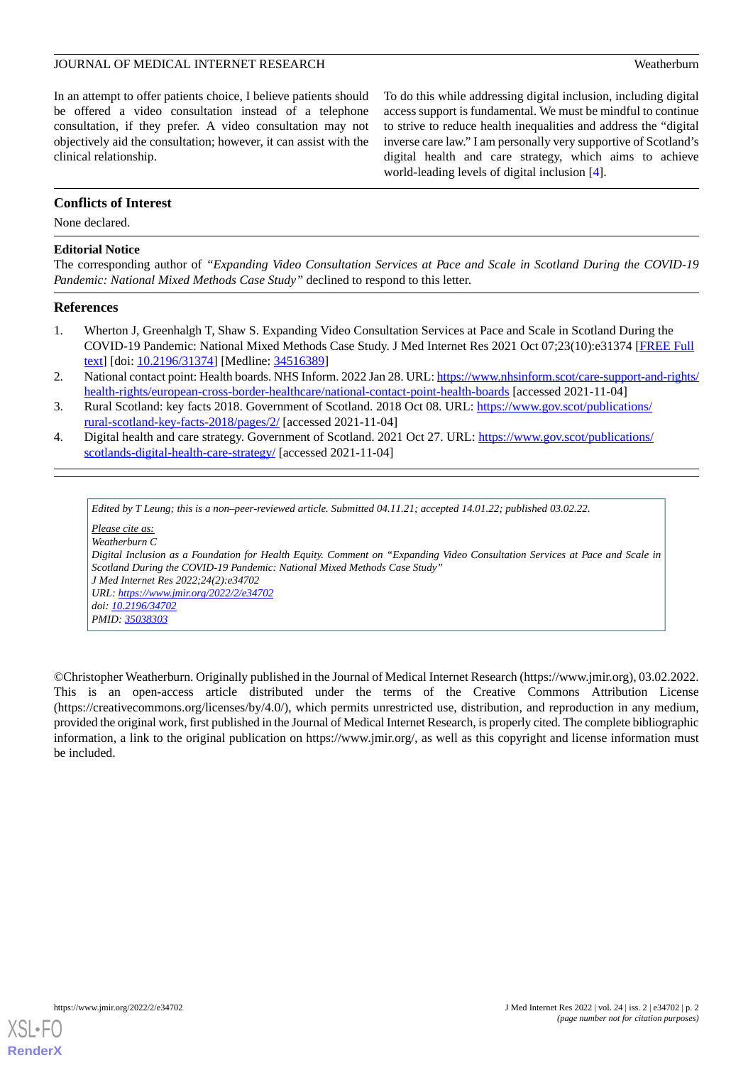In an attempt to offer patients choice, I believe patients should be offered a video consultation instead of a telephone consultation, if they prefer. A video consultation may not objectively aid the consultation; however, it can assist with the clinical relationship.

To do this while addressing digital inclusion, including digital access support is fundamental. We must be mindful to continue to strive to reduce health inequalities and address the "digital inverse care law." I am personally very supportive of Scotland's digital health and care strategy, which aims to achieve world-leading levels of digital inclusion [4].

## Conflicts of Interest

None declared.

## Editorial Notice

The corresponding author of *"Expanding Video Consultation Services at Pace and Scale in Scotland During the COVID-19 Pandemic: National Mixed Methods Case Study"* declined to respond to this letter.

## References

1. Wherton J, Greenhalgh T, Shaw S. Expanding Video Consultation Services at Pace and Scale in Scotland During the COVID-19 Pandemic: National Mixed Methods Case Study. J Med Internet Res 2021 Oct 07;23(10):e31374 [FREE Full text] [doi: 10.2196/31374] [Medline: 34516389]
2. National contact point: Health boards. NHS Inform. 2022 Jan 28. URL: https://www.nhsinform.scot/care-support-and-rights/health-rights/european-cross-border-healthcare/national-contact-point-health-boards [accessed 2021-11-04]
3. Rural Scotland: key facts 2018. Government of Scotland. 2018 Oct 08. URL: https://www.gov.scot/publications/rural-scotland-key-facts-2018/pages/2/ [accessed 2021-11-04]
4. Digital health and care strategy. Government of Scotland. 2021 Oct 27. URL: https://www.gov.scot/publications/scotlands-digital-health-care-strategy/ [accessed 2021-11-04]

*Edited by T Leung; this is a non–peer-reviewed article. Submitted 04.11.21; accepted 14.01.22; published 03.02.22.*

*Please cite as:*
*Weatherburn C*
*Digital Inclusion as a Foundation for Health Equity. Comment on "Expanding Video Consultation Services at Pace and Scale in Scotland During the COVID-19 Pandemic: National Mixed Methods Case Study"*
*J Med Internet Res 2022;24(2):e34702*
*URL: https://www.jmir.org/2022/2/e34702*
*doi: 10.2196/34702*
*PMID: 35038303*

©Christopher Weatherburn. Originally published in the Journal of Medical Internet Research (https://www.jmir.org), 03.02.2022. This is an open-access article distributed under the terms of the Creative Commons Attribution License (https://creativecommons.org/licenses/by/4.0/), which permits unrestricted use, distribution, and reproduction in any medium, provided the original work, first published in the Journal of Medical Internet Research, is properly cited. The complete bibliographic information, a link to the original publication on https://www.jmir.org/, as well as this copyright and license information must be included.